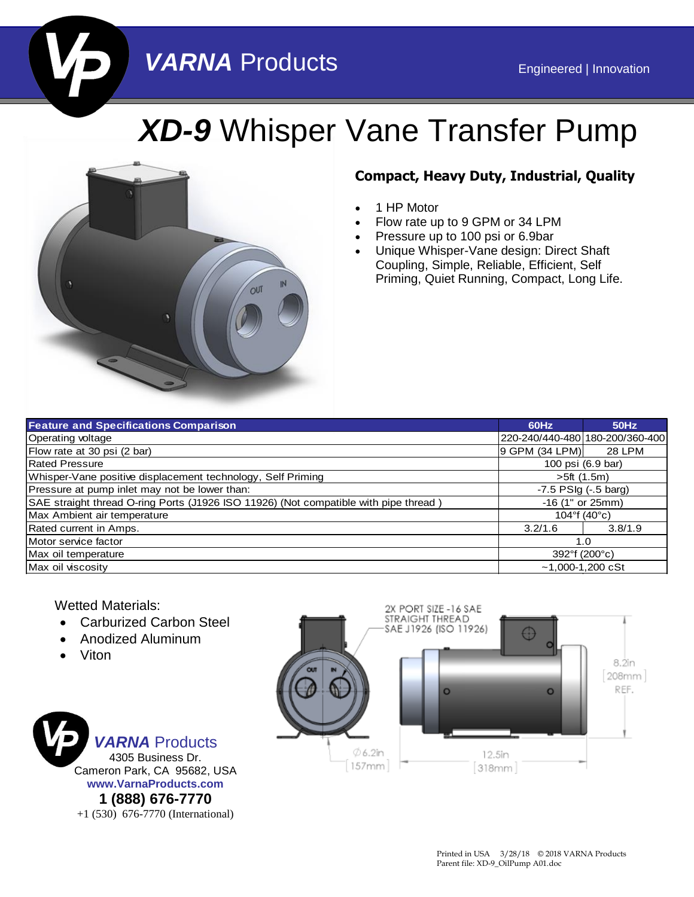**VARNA** Products

Engineered | Innovation

# ***XD-9*** Whisper Vane Transfer Pump

### Compact, Heavy Duty, Industrial, Quality

- 1 HP Motor
- Flow rate up to 9 GPM or 34 LPM
- Pressure up to 100 psi or 6.9bar
- Unique Whisper-Vane design: Direct Shaft Coupling, Simple, Reliable, Efficient, Self Priming, Quiet Running, Compact, Long Life.

| Feature and Specifications Comparison | 60Hz | 50Hz |
|---|---|---|
| Operating voltage | 220-240/440-480 | 180-200/360-400 |
| Flow rate at 30 psi (2 bar) | 9 GPM (34 LPM) | 28 LPM |
| Rated Pressure | 100 psi (6.9 bar) | |
| Whisper-Vane positive displacement technology, Self Priming | >5ft (1.5m) | |
| Pressure at pump inlet may not be lower than: | -7.5 PSIg (-.5 barg) | |
| SAE straight thread O-ring Ports (J1926 ISO 11926) (Not compatible with pipe thread ) | -16 (1" or 25mm) | |
| Max Ambient air temperature | 104°f (40°c) | |
| Rated current in Amps. | 3.2/1.6 | 3.8/1.9 |
| Motor service factor | 1.0 | |
| Max oil temperature | 392°f (200°c) | |
| Max oil viscosity | ~1,000-1,200 cSt | |

Wetted Materials:

- Carburized Carbon Steel
- Anodized Aluminum
- Viton

2X PORT SIZE -16 SAE STRAIGHT THREAD SAE J1926 (ISO 11926)

8.2in [208mm] REF.

Ø6.2in [157mm]

12.5in [318mm]

**VARNA** Products
4305 Business Dr.
Cameron Park, CA 95682, USA
**www.VarnaProducts.com**
**1 (888) 676-7770**
+1 (530) 676-7770 (International)

Printed in USA 3/28/18 © 2018 VARNA Products
Parent file: XD-9_OilPump A01.doc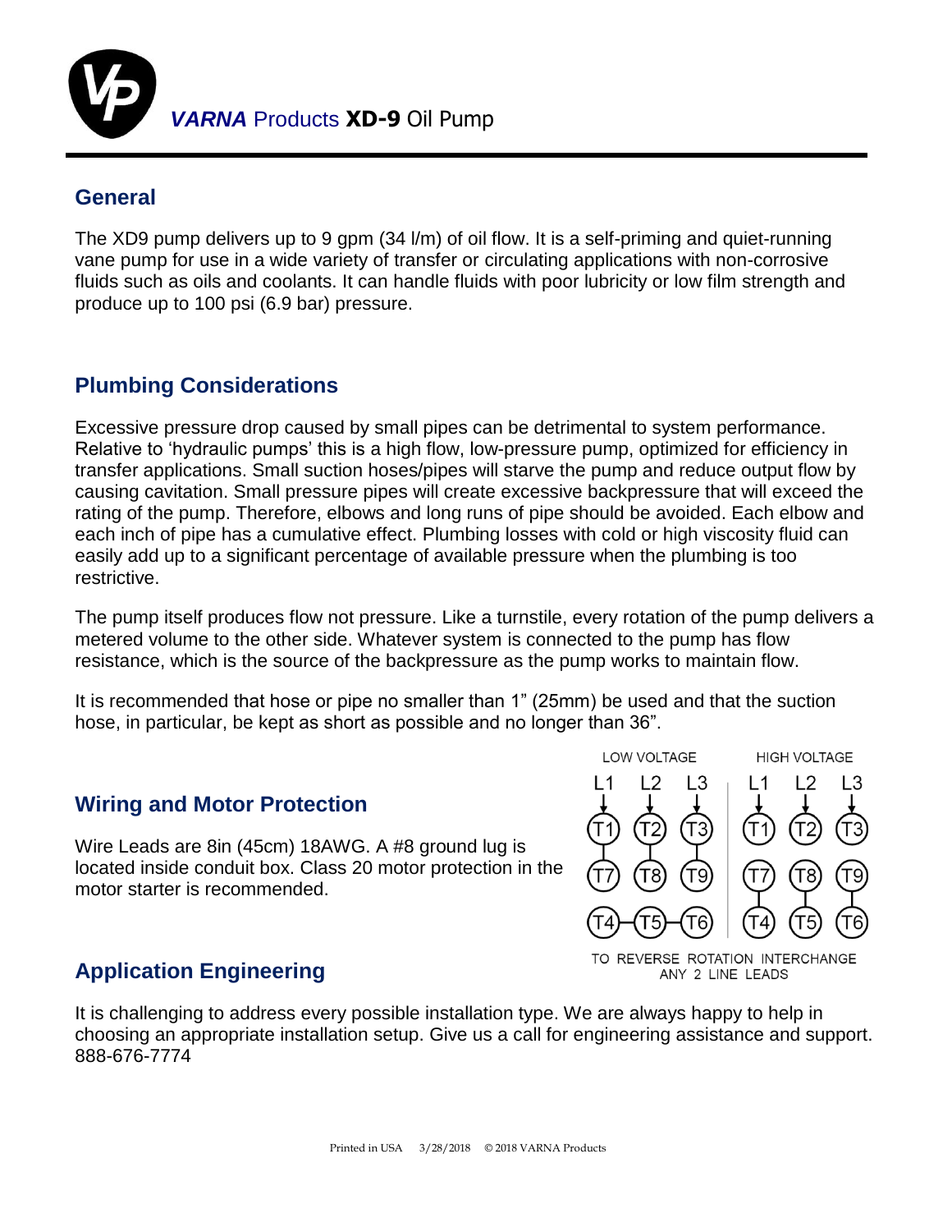# *VARNA* Products **XD-9** Oil Pump

## General

The XD9 pump delivers up to 9 gpm (34 l/m) of oil flow. It is a self-priming and quiet-running vane pump for use in a wide variety of transfer or circulating applications with non-corrosive fluids such as oils and coolants. It can handle fluids with poor lubricity or low film strength and produce up to 100 psi (6.9 bar) pressure.

## Plumbing Considerations

Excessive pressure drop caused by small pipes can be detrimental to system performance. Relative to 'hydraulic pumps' this is a high flow, low-pressure pump, optimized for efficiency in transfer applications. Small suction hoses/pipes will starve the pump and reduce output flow by causing cavitation. Small pressure pipes will create excessive backpressure that will exceed the rating of the pump. Therefore, elbows and long runs of pipe should be avoided. Each elbow and each inch of pipe has a cumulative effect. Plumbing losses with cold or high viscosity fluid can easily add up to a significant percentage of available pressure when the plumbing is too restrictive.

The pump itself produces flow not pressure. Like a turnstile, every rotation of the pump delivers a metered volume to the other side. Whatever system is connected to the pump has flow resistance, which is the source of the backpressure as the pump works to maintain flow.

It is recommended that hose or pipe no smaller than 1" (25mm) be used and that the suction hose, in particular, be kept as short as possible and no longer than 36".

## Wiring and Motor Protection

Wire Leads are 8in (45cm) 18AWG. A #8 ground lug is located inside conduit box. Class 20 motor protection in the motor starter is recommended.

| LOW VOLTAGE | | | HIGH VOLTAGE | | |
|---|---|---|---|---|---|
| L1 | L2 | L3 | L1 | L2 | L3 |
| T1 | T2 | T3 | T1 | T2 | T3 |
| T7 | T8 | T9 | T7 | T8 | T9 |
| T4 | T5 | T6 | T4 | T5 | T6 |

TO REVERSE ROTATION INTERCHANGE ANY 2 LINE LEADS

## Application Engineering

It is challenging to address every possible installation type. We are always happy to help in choosing an appropriate installation setup. Give us a call for engineering assistance and support. 888-676-7774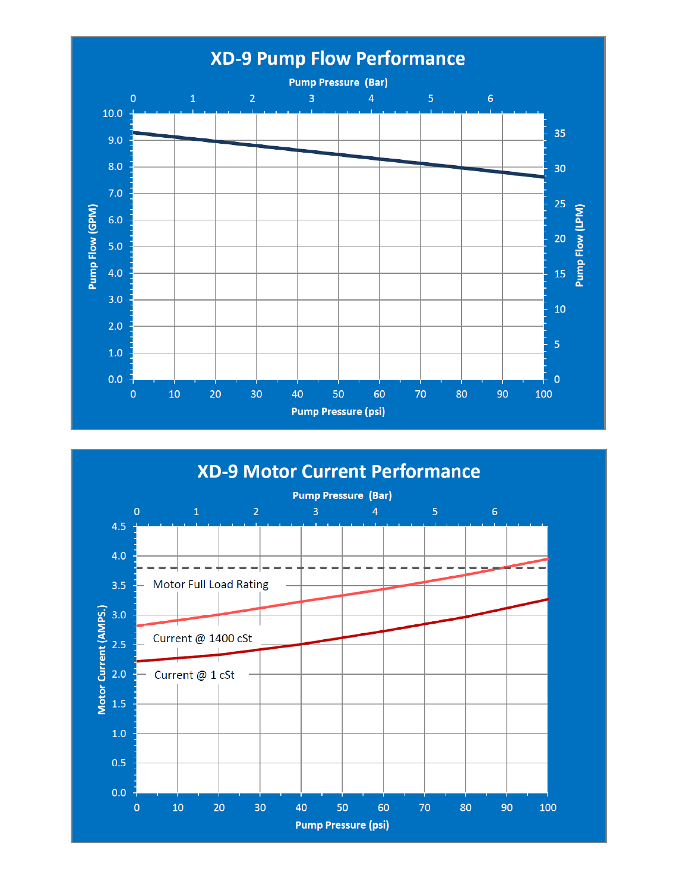## XD-9 Pump Flow Performance

Pump Pressure (Bar): 0, 1, 2, 3, 4, 5, 6

Pump Flow (GPM): 0.0, 1.0, 2.0, 3.0, 4.0, 5.0, 6.0, 7.0, 8.0, 9.0, 10.0

Pump Flow (LPM): 0, 5, 10, 15, 20, 25, 30, 35

Pump Pressure (psi): 0, 10, 20, 30, 40, 50, 60, 70, 80, 90, 100

## XD-9 Motor Current Performance

Pump Pressure (Bar): 0, 1, 2, 3, 4, 5, 6

Motor Current (AMPS.): 0.0, 0.5, 1.0, 1.5, 2.0, 2.5, 3.0, 3.5, 4.0, 4.5

Motor Full Load Rating

Current @ 1400 cSt

Current @ 1 cSt

Pump Pressure (psi): 0, 10, 20, 30, 40, 50, 60, 70, 80, 90, 100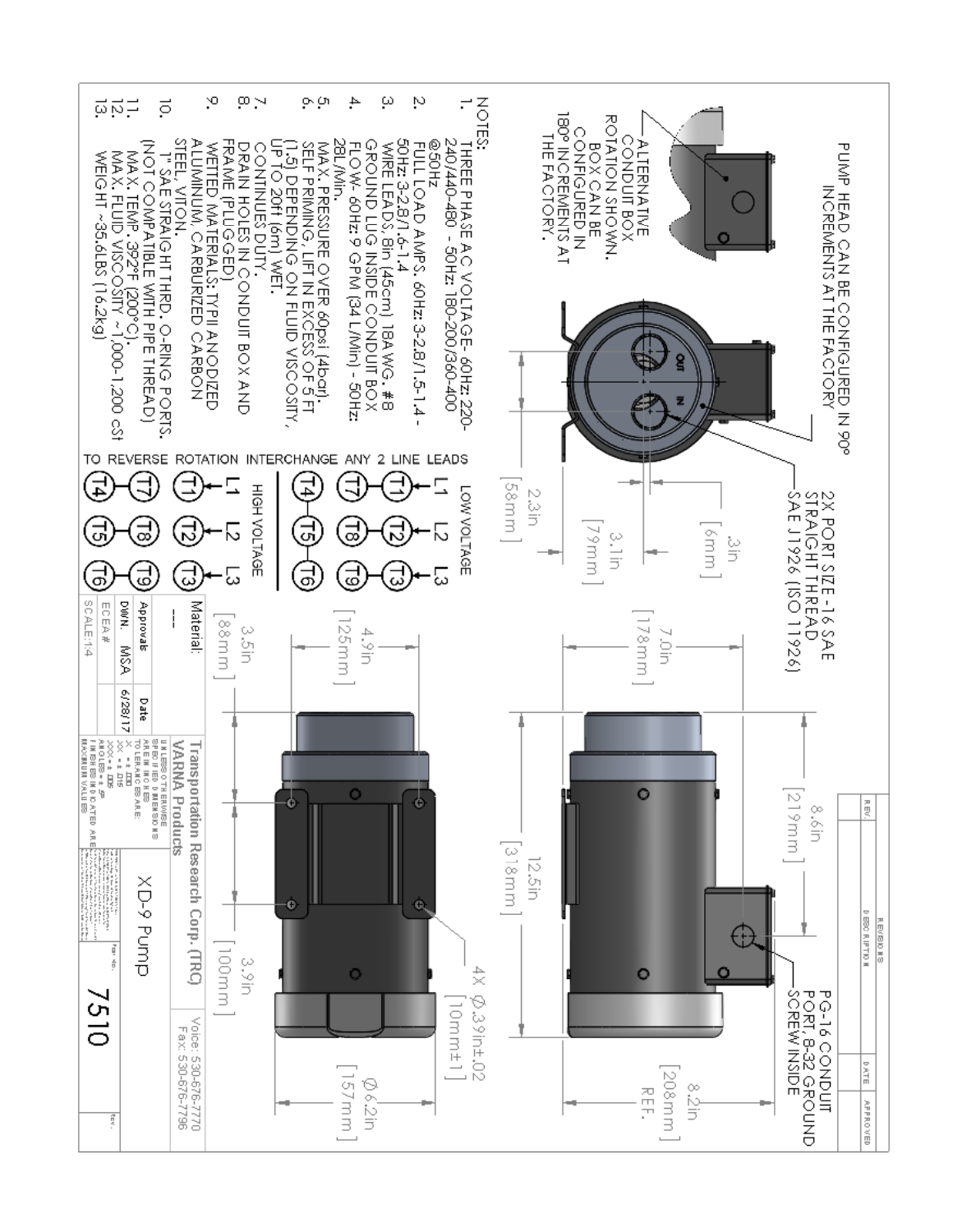PUMP HEAD CAN BE CONFIGURED IN 90° INCREMENTS AT THE FACTORY

ALTERNATIVE CONDUIT BOX ROTATION SHOWN. BOX CAN BE CONFIGURED IN 180° INCREMENTS AT THE FACTORY.

2X PORT SIZE -16 SAE STRAIGHT THREAD SAE J1926 (ISO 11926)

OUT IN

.3in [6mm]

2.3in [58mm]

3.1in [79mm]

7.0in [178mm]

8.6in [219mm]

12.5in [318mm]

PG-16 CONDUIT PORT, 8-32 GROUND SCREW INSIDE

8.2in [208mm] REF.

4.9in [125mm]

3.5in [88mm]

3.9in [100mm]

4X Ø.39in±.02 [10mm±1]

Ø6.2in [157mm]

NOTES:

1. THREE PHASE AC VOLTAGE- 60Hz: 220-240/440-480 - 50Hz: 180-200/360-400 @50Hz
2. FULL LOAD AMPS. 60Hz: 3-2.8/1.5-1.4 - 50Hz: 3-2.8/1.6-1.4
3. WIRE LEADS, 8in (45cm) 18AWG. #8 GROUND LUG INSIDE CONDUIT BOX
4. FLOW- 60Hz: 9 GPM (34 L/Min) - 50Hz: 28L/Min.
5. MAX. PRESSURE OVER 60psi (4bar).
6. SELF PRIMING, LIFT IN EXCESS OF 5 FT (1.5) DEPENDING ON FLUID VISCOSITY, UP TO 20ft (6m) WET.
7. CONTINUES DUTY.
8. DRAIN HOLES IN CONDUIT BOX AND FRAME (PLUGGED)
9. WETTED MATERIALS: TYPII ANODIZED ALUMINUM, CARBURIZED CARBON STEEL, VITON.
10. 1" SAE STRAIGHT THRD. O-RING PORTS. (NOT COMPATIBLE WITH PIPE THREAD)
11. MAX. TEMP. 392°F (200°C).
12. MAX. FLUID VISCOSITY ~1,000-1,200 cSt
13. WEIGHT ~35.6LBS (16.2kg)

TO REVERSE ROTATION INTERCHANGE ANY 2 LINE LEADS

LOW VOLTAGE

L1 L2 L3

T1 T2 T3

T7 T8 T9

T4 T5 T6

HIGH VOLTAGE

L1 L2 L3

T1 T2 T3

T7 T8 T9

T4 T5 T6

| REV. | DESCRIPTION | DATE | APPROVED |
|---|---|---|---|
| | | | |

Material: ---

| Approvals | | Date |
|---|---|---|
| DWN. | MSA | 6/28/17 |
| ECEA # | | |
| SCALE: 1:4 | | |

Transportation Research Corp. (TRC)
VARNA Products

Voice: 530-676-7770
Fax: 530-676-7796

UNLESS OTHERWISE SPECIFIED DIMENSIONS ARE IN INCHES
TOLERANCES ARE:
X ± .1
.XX ± .015
.XXX ± .010
ANGLES ± .5°
FINISHES INDICATED ARE MAXIMUM VALUES

XD-9 Pump

Part No. 7510

Rev.